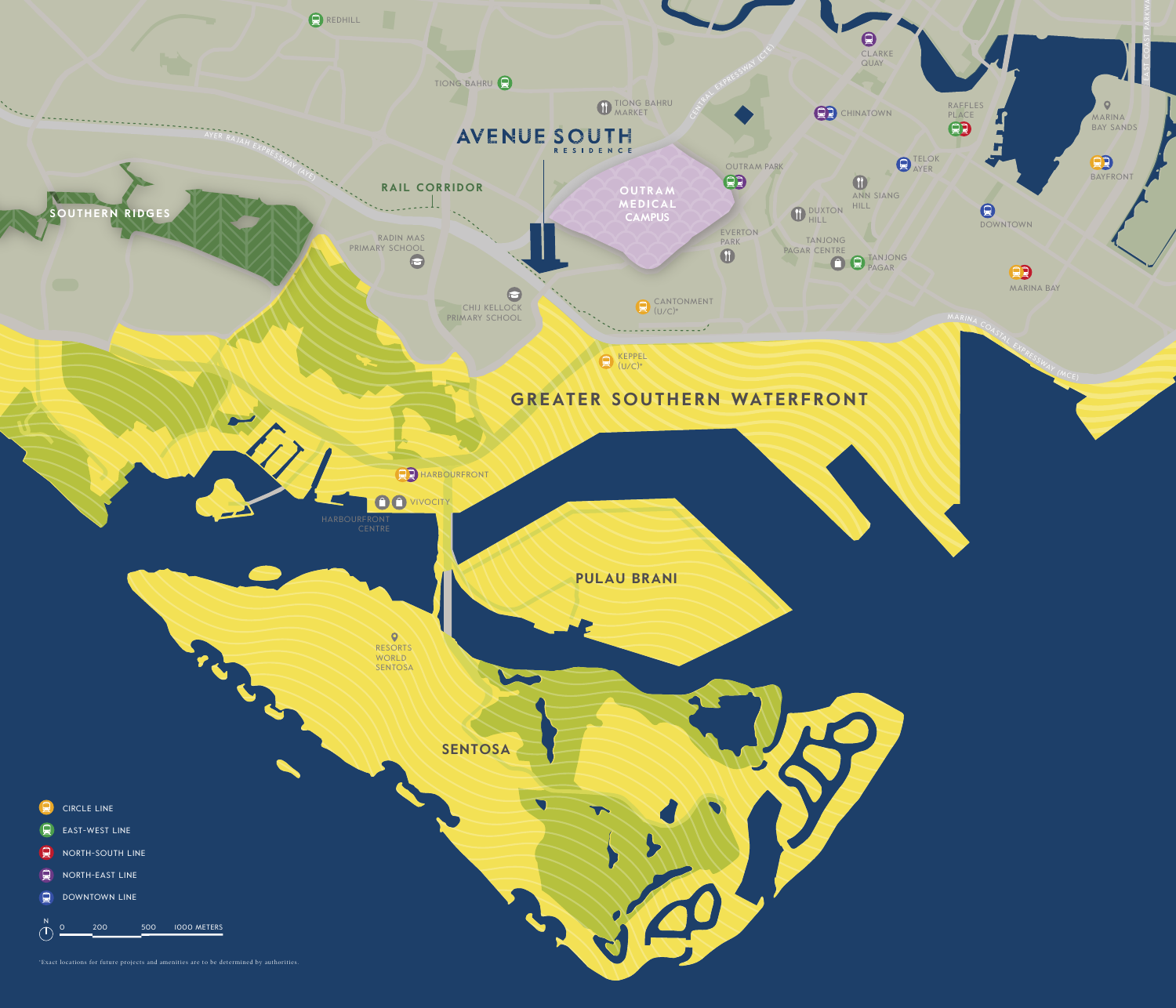# AVENUE SOUTH RESIDENCE

REDHILL

TIONG BAHRU

TIONG BAHRU MARKET

CENTRAL EXPRESSWAY (CTE)

CLARKE QUAY

CHINATOWN

RAFFLES PLACE

MARINA BAY SANDS

EAST COAST PARKWAY

AYER RAJAH EXPRESSWAY (AYE)

RAIL CORRIDOR

SOUTHERN RIDGES

OUTRAM MEDICAL CAMPUS

OUTRAM PARK

TELOK AYER

ANN SIANG HILL

BAYFRONT

DUXTON HILL

DOWNTOWN

RADIN MAS PRIMARY SCHOOL

EVERTON PARK

TANJONG PAGAR CENTRE

TANJONG PAGAR

MARINA BAY

CHIJ KELLOCK PRIMARY SCHOOL

CANTONMENT (U/C)*

MARINA COASTAL EXPRESSWAY (MCE)

KEPPEL (U/C)*

GREATER SOUTHERN WATERFRONT

HARBOURFRONT

VIVOCITY

HARBOURFRONT CENTRE

PULAU BRANI

RESORTS WORLD SENTOSA

SENTOSA

- CIRCLE LINE
- EAST-WEST LINE
- NORTH-SOUTH LINE
- NORTH-EAST LINE
- DOWNTOWN LINE

N

0 200 500 1000 METERS

*Exact locations for future projects and amenities are to be determined by authorities.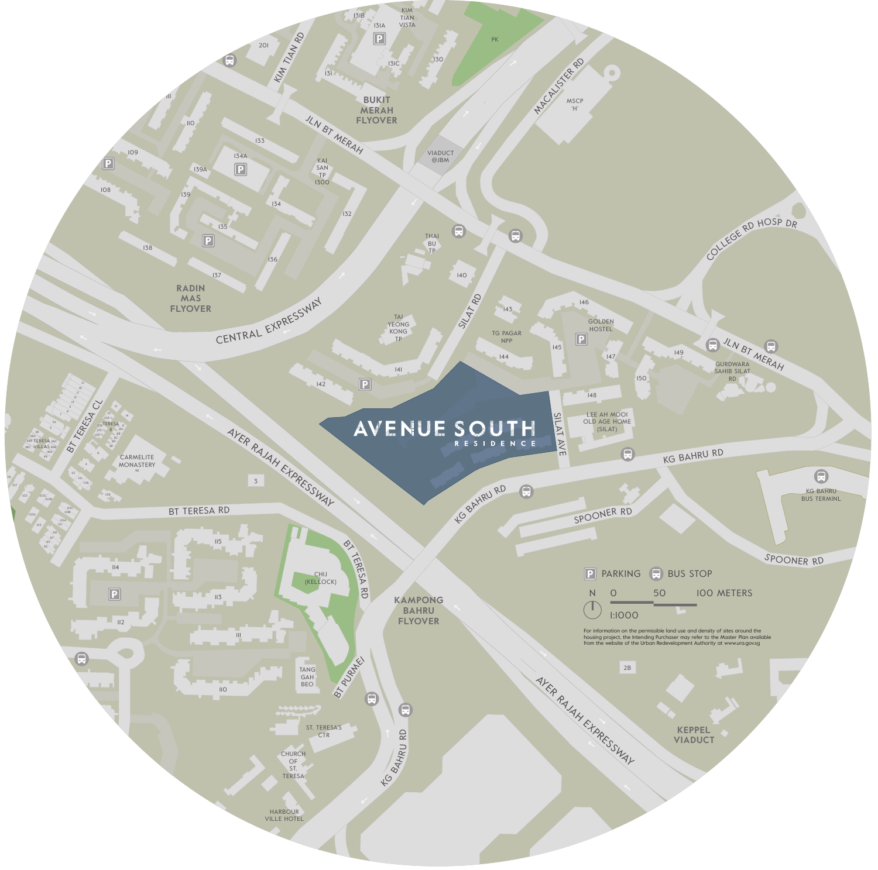AVENUE SOUTH

RESIDENCE

PARKING

BUS STOP

N

0 50 100 METERS

1:1000

For information on the permissible land use and density of sites around the housing project, the Intending Purchaser may refer to the Master Plan available from the website of the Urban Redevelopment Authority at www.ura.gov.sg

KIM TIAN RD

KIM TIAN VISTA

BUKIT MERAH FLYOVER

JLN BT MERAH

VIADUCT @JBM

MACALISTER RD

MSCP 'H'

PK

KAI SAN TP 1300

THAI BU TP

RADIN MAS FLYOVER

CENTRAL EXPRESSWAY

TAI YEONG KONG TP

SILAT RD

TG PAGAR NPP

GOLDEN HOSTEL

COLLEGE RD HOSP DR

GURDWARA SAHIB SILAT RD

SILAT AVE

LEE AH MOOI OLD AGE HOME (SILAT)

KG BAHRU RD

KG BAHRU BUS TERMINL

SPOONER RD

AYER RAJAH EXPRESSWAY

BT TERESA CL

TERESA VILLAS

CARMELITE MONASTERY

BT TERESA RD

CHIJ (KELLOCK)

KAMPONG BAHRU FLYOVER

BT PURMEI

TANG GAH BEO

ST. TERESA'S CTR

CHURCH OF ST. TERESA

HARBOUR VILLE HOTEL

KEPPEL VIADUCT